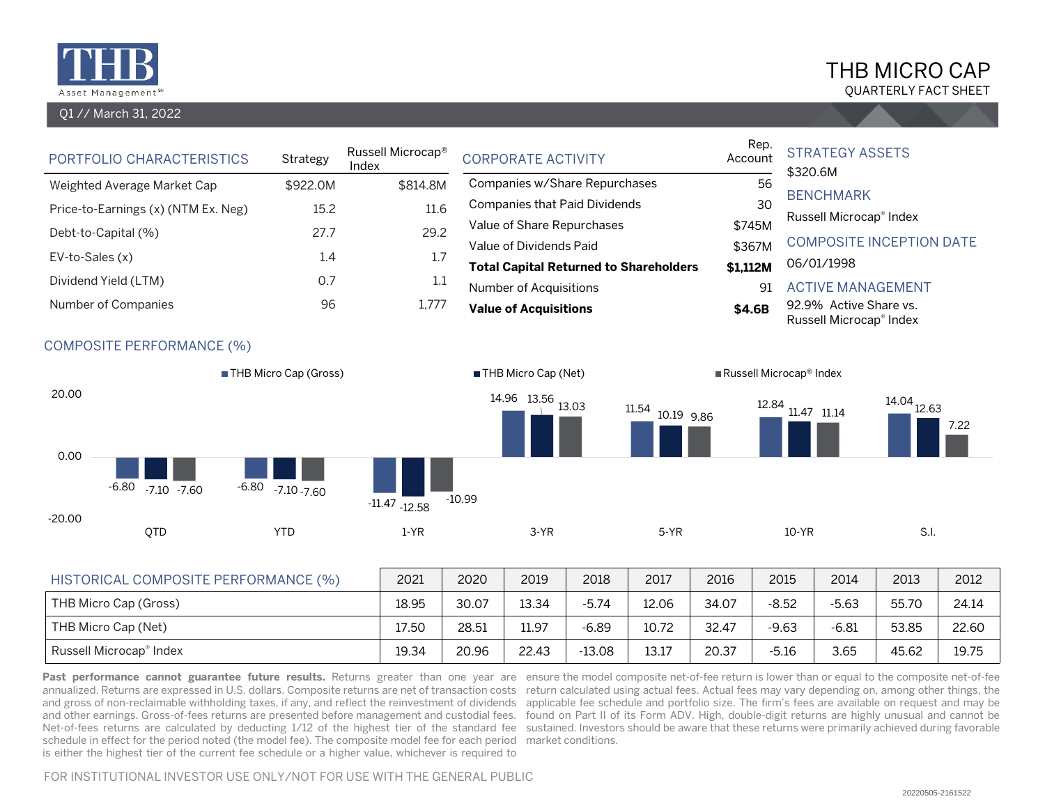THB Asset Management[SM]

# THB MICRO CAP

QUARTERLY FACT SHEET

Q1 // March 31, 2022

## PORTFOLIO CHARACTERISTICS

| PORTFOLIO CHARACTERISTICS | Strategy | Russell Microcap® Index |
|---|---|---|
| Weighted Average Market Cap | $922.0M | $814.8M |
| Price-to-Earnings (x) (NTM Ex. Neg) | 15.2 | 11.6 |
| Debt-to-Capital (%) | 27.7 | 29.2 |
| EV-to-Sales (x) | 1.4 | 1.7 |
| Dividend Yield (LTM) | 0.7 | 1.1 |
| Number of Companies | 96 | 1,777 |

## CORPORATE ACTIVITY

| CORPORATE ACTIVITY | Rep. Account |
|---|---|
| Companies w/Share Repurchases | 56 |
| Companies that Paid Dividends | 30 |
| Value of Share Repurchases | $745M |
| Value of Dividends Paid | $367M |
| **Total Capital Returned to Shareholders** | **$1,112M** |
| Number of Acquisitions | 91 |
| **Value of Acquisitions** | **$4.6B** |

## STRATEGY ASSETS

$320.6M

## BENCHMARK

Russell Microcap® Index

## COMPOSITE INCEPTION DATE

06/01/1998

## ACTIVE MANAGEMENT

92.9% Active Share vs. Russell Microcap® Index

## COMPOSITE PERFORMANCE (%)

| | QTD | YTD | 1-YR | 3-YR | 5-YR | 10-YR | S.I. |
|---|---|---|---|---|---|---|---|
| THB Micro Cap (Gross) | -6.80 | -6.80 | -11.47 | 14.96 | 11.54 | 12.84 | 14.04 |
| THB Micro Cap (Net) | -7.10 | -7.10 | -12.58 | 13.56 | 10.19 | 11.47 | 12.63 |
| Russell Microcap® Index | -7.60 | -7.60 | -10.99 | 13.03 | 9.86 | 11.14 | 7.22 |

## HISTORICAL COMPOSITE PERFORMANCE (%)

| HISTORICAL COMPOSITE PERFORMANCE (%) | 2021 | 2020 | 2019 | 2018 | 2017 | 2016 | 2015 | 2014 | 2013 | 2012 |
|---|---|---|---|---|---|---|---|---|---|---|
| THB Micro Cap (Gross) | 18.95 | 30.07 | 13.34 | -5.74 | 12.06 | 34.07 | -8.52 | -5.63 | 55.70 | 24.14 |
| THB Micro Cap (Net) | 17.50 | 28.51 | 11.97 | -6.89 | 10.72 | 32.47 | -9.63 | -6.81 | 53.85 | 22.60 |
| Russell Microcap® Index | 19.34 | 20.96 | 22.43 | -13.08 | 13.17 | 20.37 | -5.16 | 3.65 | 45.62 | 19.75 |

**Past performance cannot guarantee future results.** Returns greater than one year are annualized. Returns are expressed in U.S. dollars. Composite returns are net of transaction costs and gross of non-reclaimable withholding taxes, if any, and reflect the reinvestment of dividends and other earnings. Gross-of-fees returns are presented before management and custodial fees. Net-of-fees returns are calculated by deducting 1/12 of the highest tier of the standard fee schedule in effect for the period noted (the model fee). The composite model fee for each period is either the highest tier of the current fee schedule or a higher value, whichever is required to ensure the model composite net-of-fee return is lower than or equal to the composite net-of-fee return calculated using actual fees. Actual fees may vary depending on, among other things, the applicable fee schedule and portfolio size. The firm's fees are available on request and may be found on Part II of its Form ADV. High, double-digit returns are highly unusual and cannot be sustained. Investors should be aware that these returns were primarily achieved during favorable market conditions.

FOR INSTITUTIONAL INVESTOR USE ONLY/NOT FOR USE WITH THE GENERAL PUBLIC

20220505-2161522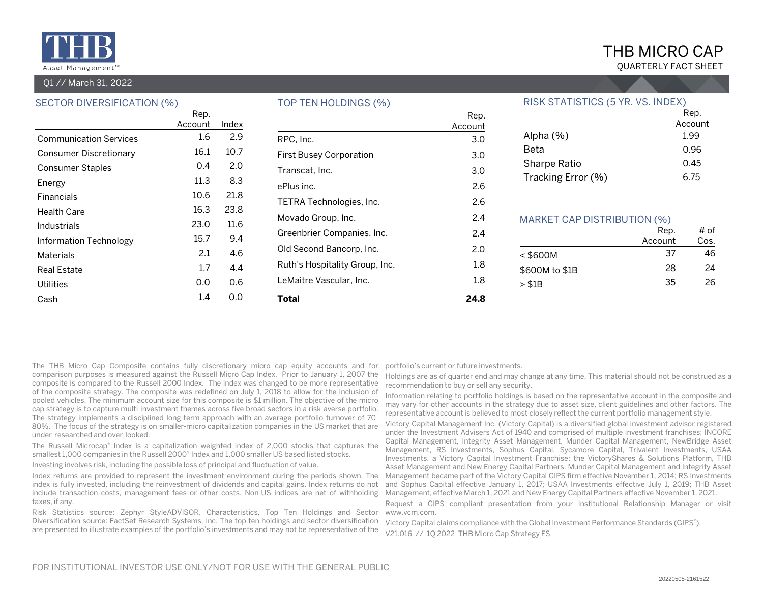# THB MICRO CAP

QUARTERLY FACT SHEET

Q1 // March 31, 2022

## SECTOR DIVERSIFICATION (%)

| | Rep. Account | Index |
|---|---|---|
| Communication Services | 1.6 | 2.9 |
| Consumer Discretionary | 16.1 | 10.7 |
| Consumer Staples | 0.4 | 2.0 |
| Energy | 11.3 | 8.3 |
| Financials | 10.6 | 21.8 |
| Health Care | 16.3 | 23.8 |
| Industrials | 23.0 | 11.6 |
| Information Technology | 15.7 | 9.4 |
| Materials | 2.1 | 4.6 |
| Real Estate | 1.7 | 4.4 |
| Utilities | 0.0 | 0.6 |
| Cash | 1.4 | 0.0 |

## TOP TEN HOLDINGS (%)

| | Rep. Account |
|---|---|
| RPC, Inc. | 3.0 |
| First Busey Corporation | 3.0 |
| Transcat, Inc. | 3.0 |
| ePlus inc. | 2.6 |
| TETRA Technologies, Inc. | 2.6 |
| Movado Group, Inc. | 2.4 |
| Greenbrier Companies, Inc. | 2.4 |
| Old Second Bancorp, Inc. | 2.0 |
| Ruth's Hospitality Group, Inc. | 1.8 |
| LeMaitre Vascular, Inc. | 1.8 |
| **Total** | **24.8** |

## RISK STATISTICS (5 YR. VS. INDEX)

| | Rep. Account |
|---|---|
| Alpha (%) | 1.99 |
| Beta | 0.96 |
| Sharpe Ratio | 0.45 |
| Tracking Error (%) | 6.75 |

## MARKET CAP DISTRIBUTION (%)

| | Rep. Account | # of Cos. |
|---|---|---|
| < $600M | 37 | 46 |
| $600M to $1B | 28 | 24 |
| > $1B | 35 | 26 |

The THB Micro Cap Composite contains fully discretionary micro cap equity accounts and for comparison purposes is measured against the Russell Micro Cap Index. Prior to January 1, 2007 the composite is compared to the Russell 2000 Index. The index was changed to be more representative of the composite strategy. The composite was redefined on July 1, 2018 to allow for the inclusion of pooled vehicles. The minimum account size for this composite is $1 million. The objective of the micro cap strategy is to capture multi-investment themes across five broad sectors in a risk-averse portfolio. The strategy implements a disciplined long-term approach with an average portfolio turnover of 70-80%. The focus of the strategy is on smaller-micro capitalization companies in the US market that are under-researched and over-looked.

The Russell Microcap® Index is a capitalization weighted index of 2,000 stocks that captures the smallest 1,000 companies in the Russell 2000® Index and 1,000 smaller US based listed stocks.

Investing involves risk, including the possible loss of principal and fluctuation of value.

Index returns are provided to represent the investment environment during the periods shown. The index is fully invested, including the reinvestment of dividends and capital gains. Index returns do not include transaction costs, management fees or other costs. Non-US indices are net of withholding taxes, if any.

Risk Statistics source: Zephyr StyleADVISOR. Characteristics, Top Ten Holdings and Sector Diversification source: FactSet Research Systems, Inc. The top ten holdings and sector diversification are presented to illustrate examples of the portfolio's investments and may not be representative of the portfolio's current or future investments.

Holdings are as of quarter end and may change at any time. This material should not be construed as a recommendation to buy or sell any security.

Information relating to portfolio holdings is based on the representative account in the composite and may vary for other accounts in the strategy due to asset size, client guidelines and other factors. The representative account is believed to most closely reflect the current portfolio management style.

Victory Capital Management Inc. (Victory Capital) is a diversified global investment advisor registered under the Investment Advisers Act of 1940 and comprised of multiple investment franchises: INCORE Capital Management, Integrity Asset Management, Munder Capital Management, NewBridge Asset Management, RS Investments, Sophus Capital, Sycamore Capital, Trivalent Investments, USAA Investments, a Victory Capital Investment Franchise; the VictoryShares & Solutions Platform, THB Asset Management and New Energy Capital Partners. Munder Capital Management and Integrity Asset Management became part of the Victory Capital GIPS firm effective November 1, 2014; RS Investments and Sophus Capital effective January 1, 2017; USAA Investments effective July 1, 2019; THB Asset Management, effective March 1, 2021 and New Energy Capital Partners effective November 1, 2021.

Request a GIPS compliant presentation from your Institutional Relationship Manager or visit www.vcm.com.

Victory Capital claims compliance with the Global Investment Performance Standards (GIPS®).

V21.016 // 1Q 2022 THB Micro Cap Strategy FS

FOR INSTITUTIONAL INVESTOR USE ONLY/NOT FOR USE WITH THE GENERAL PUBLIC

20220505-2161522